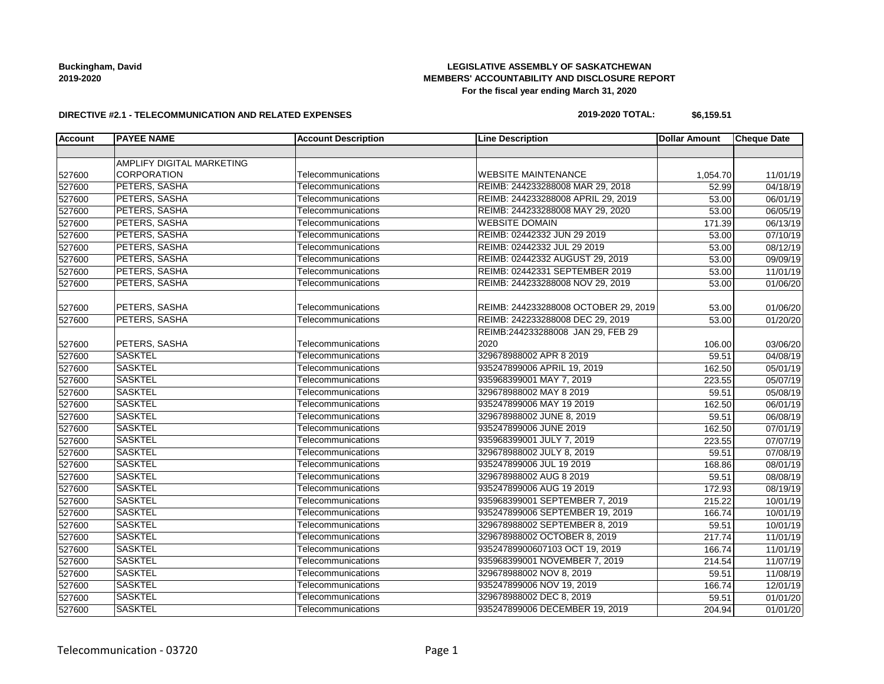**Buckingham, David**
**2019-2020**

**LEGISLATIVE ASSEMBLY OF SASKATCHEWAN**
**MEMBERS' ACCOUNTABILITY AND DISCLOSURE REPORT**
**For the fiscal year ending March 31, 2020**

**DIRECTIVE #2.1 - TELECOMMUNICATION AND RELATED EXPENSES**

**2019-2020 TOTAL: $6,159.51**

| Account | PAYEE NAME | Account Description | Line Description | Dollar Amount | Cheque Date |
|---|---|---|---|---|---|
| | | | | | |
| 527600 | AMPLIFY DIGITAL MARKETING CORPORATION | Telecommunications | WEBSITE MAINTENANCE | 1,054.70 | 11/01/19 |
| 527600 | PETERS, SASHA | Telecommunications | REIMB: 244233288008 MAR 29, 2018 | 52.99 | 04/18/19 |
| 527600 | PETERS, SASHA | Telecommunications | REIMB: 244233288008 APRIL 29, 2019 | 53.00 | 06/01/19 |
| 527600 | PETERS, SASHA | Telecommunications | REIMB: 244233288008 MAY 29, 2020 | 53.00 | 06/05/19 |
| 527600 | PETERS, SASHA | Telecommunications | WEBSITE DOMAIN | 171.39 | 06/13/19 |
| 527600 | PETERS, SASHA | Telecommunications | REIMB: 02442332 JUN 29 2019 | 53.00 | 07/10/19 |
| 527600 | PETERS, SASHA | Telecommunications | REIMB: 02442332 JUL 29 2019 | 53.00 | 08/12/19 |
| 527600 | PETERS, SASHA | Telecommunications | REIMB: 02442332 AUGUST 29, 2019 | 53.00 | 09/09/19 |
| 527600 | PETERS, SASHA | Telecommunications | REIMB: 02442331 SEPTEMBER 2019 | 53.00 | 11/01/19 |
| 527600 | PETERS, SASHA | Telecommunications | REIMB: 244233288008 NOV 29, 2019 | 53.00 | 01/06/20 |
| 527600 | PETERS, SASHA | Telecommunications | REIMB: 244233288008 OCTOBER 29, 2019 | 53.00 | 01/06/20 |
| 527600 | PETERS, SASHA | Telecommunications | REIMB: 242233288008 DEC 29, 2019 | 53.00 | 01/20/20 |
| 527600 | PETERS, SASHA | Telecommunications | REIMB:244233288008 JAN 29, FEB 29 2020 | 106.00 | 03/06/20 |
| 527600 | SASKTEL | Telecommunications | 329678988002 APR 8 2019 | 59.51 | 04/08/19 |
| 527600 | SASKTEL | Telecommunications | 935247899006 APRIL 19, 2019 | 162.50 | 05/01/19 |
| 527600 | SASKTEL | Telecommunications | 935968399001 MAY 7, 2019 | 223.55 | 05/07/19 |
| 527600 | SASKTEL | Telecommunications | 329678988002 MAY 8 2019 | 59.51 | 05/08/19 |
| 527600 | SASKTEL | Telecommunications | 935247899006 MAY 19 2019 | 162.50 | 06/01/19 |
| 527600 | SASKTEL | Telecommunications | 329678988002 JUNE 8, 2019 | 59.51 | 06/08/19 |
| 527600 | SASKTEL | Telecommunications | 935247899006 JUNE 2019 | 162.50 | 07/01/19 |
| 527600 | SASKTEL | Telecommunications | 935968399001 JULY 7, 2019 | 223.55 | 07/07/19 |
| 527600 | SASKTEL | Telecommunications | 329678988002 JULY 8, 2019 | 59.51 | 07/08/19 |
| 527600 | SASKTEL | Telecommunications | 935247899006 JUL 19 2019 | 168.86 | 08/01/19 |
| 527600 | SASKTEL | Telecommunications | 329678988002 AUG 8 2019 | 59.51 | 08/08/19 |
| 527600 | SASKTEL | Telecommunications | 935247899006 AUG 19 2019 | 172.93 | 08/19/19 |
| 527600 | SASKTEL | Telecommunications | 935968399001 SEPTEMBER 7, 2019 | 215.22 | 10/01/19 |
| 527600 | SASKTEL | Telecommunications | 935247899006 SEPTEMBER 19, 2019 | 166.74 | 10/01/19 |
| 527600 | SASKTEL | Telecommunications | 329678988002 SEPTEMBER 8, 2019 | 59.51 | 10/01/19 |
| 527600 | SASKTEL | Telecommunications | 329678988002 OCTOBER 8, 2019 | 217.74 | 11/01/19 |
| 527600 | SASKTEL | Telecommunications | 93524789900607103 OCT 19, 2019 | 166.74 | 11/01/19 |
| 527600 | SASKTEL | Telecommunications | 935968399001 NOVEMBER 7, 2019 | 214.54 | 11/07/19 |
| 527600 | SASKTEL | Telecommunications | 329678988002 NOV 8, 2019 | 59.51 | 11/08/19 |
| 527600 | SASKTEL | Telecommunications | 935247899006 NOV 19, 2019 | 166.74 | 12/01/19 |
| 527600 | SASKTEL | Telecommunications | 329678988002 DEC 8, 2019 | 59.51 | 01/01/20 |
| 527600 | SASKTEL | Telecommunications | 935247899006 DECEMBER 19, 2019 | 204.94 | 01/01/20 |

Telecommunication - 03720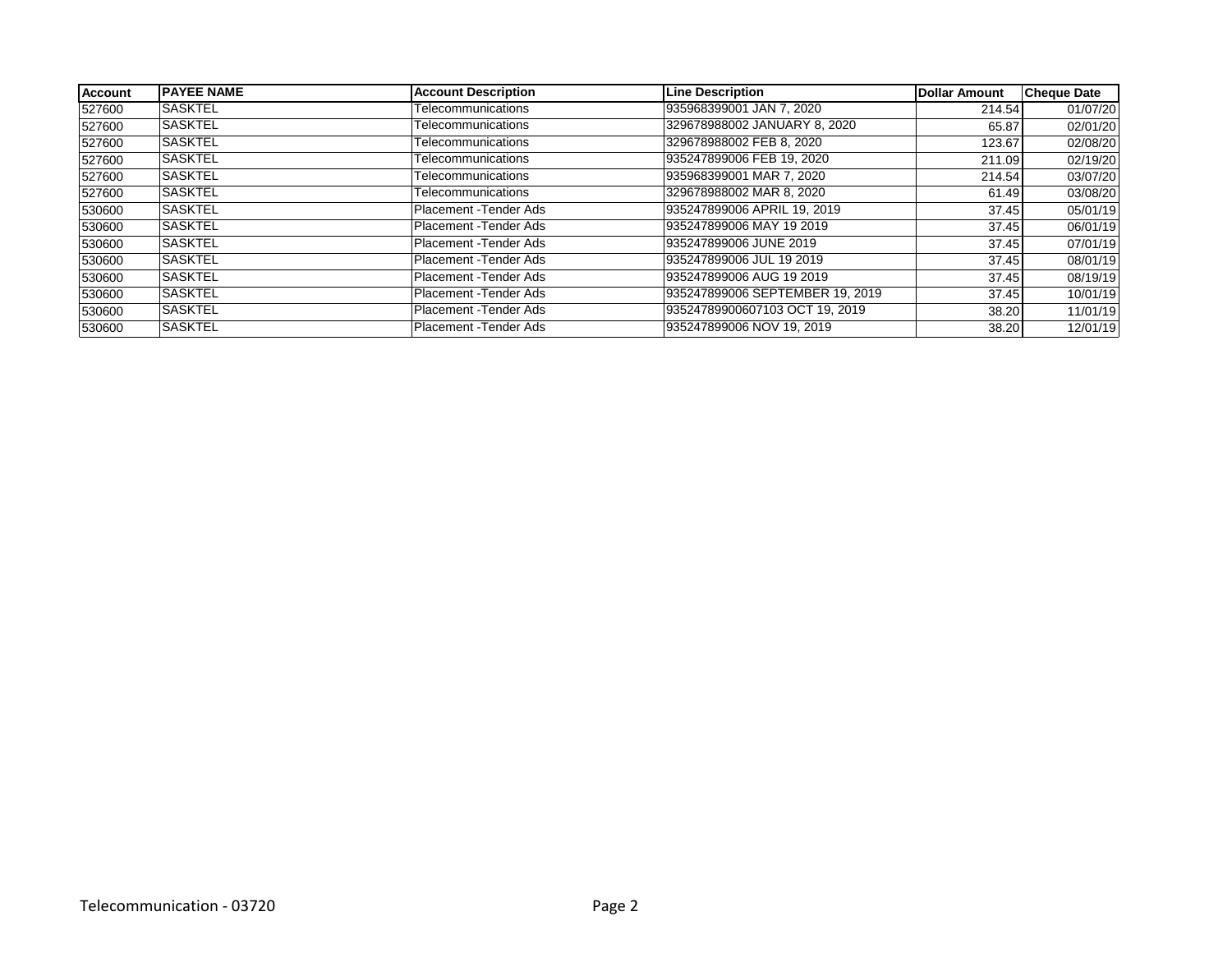| Account | PAYEE NAME | Account Description | Line Description | Dollar Amount | Cheque Date |
|---|---|---|---|---|---|
| 527600 | SASKTEL | Telecommunications | 935968399001 JAN 7, 2020 | 214.54 | 01/07/20 |
| 527600 | SASKTEL | Telecommunications | 329678988002 JANUARY 8, 2020 | 65.87 | 02/01/20 |
| 527600 | SASKTEL | Telecommunications | 329678988002 FEB 8, 2020 | 123.67 | 02/08/20 |
| 527600 | SASKTEL | Telecommunications | 935247899006 FEB 19, 2020 | 211.09 | 02/19/20 |
| 527600 | SASKTEL | Telecommunications | 935968399001 MAR 7, 2020 | 214.54 | 03/07/20 |
| 527600 | SASKTEL | Telecommunications | 329678988002 MAR 8, 2020 | 61.49 | 03/08/20 |
| 530600 | SASKTEL | Placement -Tender Ads | 935247899006 APRIL 19, 2019 | 37.45 | 05/01/19 |
| 530600 | SASKTEL | Placement -Tender Ads | 935247899006 MAY 19 2019 | 37.45 | 06/01/19 |
| 530600 | SASKTEL | Placement -Tender Ads | 935247899006 JUNE 2019 | 37.45 | 07/01/19 |
| 530600 | SASKTEL | Placement -Tender Ads | 935247899006 JUL 19 2019 | 37.45 | 08/01/19 |
| 530600 | SASKTEL | Placement -Tender Ads | 935247899006 AUG 19 2019 | 37.45 | 08/19/19 |
| 530600 | SASKTEL | Placement -Tender Ads | 935247899006 SEPTEMBER 19, 2019 | 37.45 | 10/01/19 |
| 530600 | SASKTEL | Placement -Tender Ads | 93524789900607103 OCT 19, 2019 | 38.20 | 11/01/19 |
| 530600 | SASKTEL | Placement -Tender Ads | 935247899006 NOV 19, 2019 | 38.20 | 12/01/19 |

Telecommunication - 03720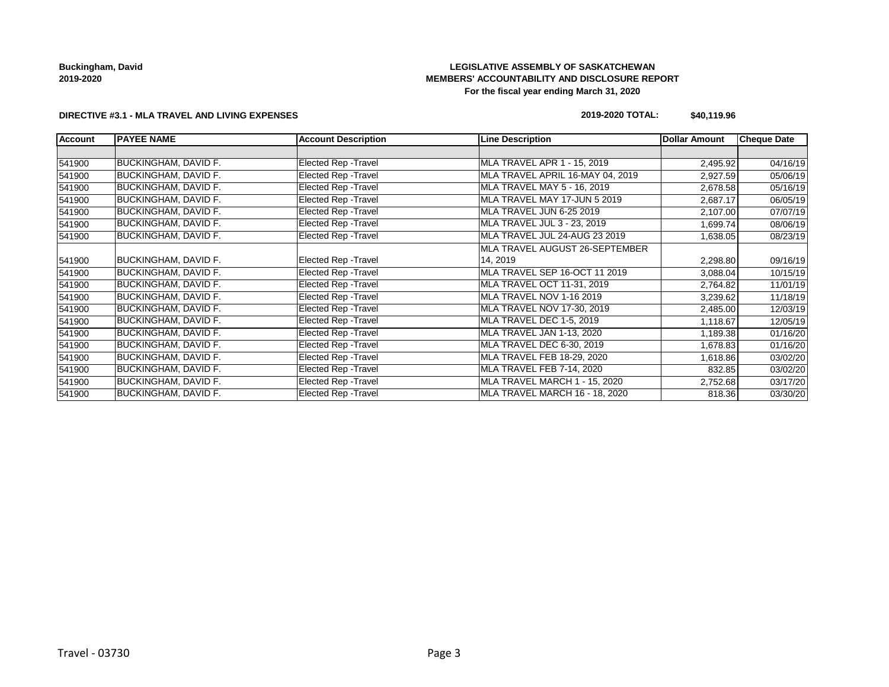**Buckingham, David**
**2019-2020**

# LEGISLATIVE ASSEMBLY OF SASKATCHEWAN
## MEMBERS' ACCOUNTABILITY AND DISCLOSURE REPORT
**For the fiscal year ending March 31, 2020**

**DIRECTIVE #3.1 - MLA TRAVEL AND LIVING EXPENSES**

**2019-2020 TOTAL: $40,119.96**

| Account | PAYEE NAME | Account Description | Line Description | Dollar Amount | Cheque Date |
|---|---|---|---|---|---|
| | | | | | |
| 541900 | BUCKINGHAM, DAVID F. | Elected Rep -Travel | MLA TRAVEL APR 1 - 15, 2019 | 2,495.92 | 04/16/19 |
| 541900 | BUCKINGHAM, DAVID F. | Elected Rep -Travel | MLA TRAVEL APRIL 16-MAY 04, 2019 | 2,927.59 | 05/06/19 |
| 541900 | BUCKINGHAM, DAVID F. | Elected Rep -Travel | MLA TRAVEL MAY 5 - 16, 2019 | 2,678.58 | 05/16/19 |
| 541900 | BUCKINGHAM, DAVID F. | Elected Rep -Travel | MLA TRAVEL MAY 17-JUN 5 2019 | 2,687.17 | 06/05/19 |
| 541900 | BUCKINGHAM, DAVID F. | Elected Rep -Travel | MLA TRAVEL JUN 6-25 2019 | 2,107.00 | 07/07/19 |
| 541900 | BUCKINGHAM, DAVID F. | Elected Rep -Travel | MLA TRAVEL JUL 3 - 23, 2019 | 1,699.74 | 08/06/19 |
| 541900 | BUCKINGHAM, DAVID F. | Elected Rep -Travel | MLA TRAVEL JUL 24-AUG 23 2019 | 1,638.05 | 08/23/19 |
| 541900 | BUCKINGHAM, DAVID F. | Elected Rep -Travel | MLA TRAVEL AUGUST 26-SEPTEMBER 14, 2019 | 2,298.80 | 09/16/19 |
| 541900 | BUCKINGHAM, DAVID F. | Elected Rep -Travel | MLA TRAVEL SEP 16-OCT 11 2019 | 3,088.04 | 10/15/19 |
| 541900 | BUCKINGHAM, DAVID F. | Elected Rep -Travel | MLA TRAVEL OCT 11-31, 2019 | 2,764.82 | 11/01/19 |
| 541900 | BUCKINGHAM, DAVID F. | Elected Rep -Travel | MLA TRAVEL NOV 1-16 2019 | 3,239.62 | 11/18/19 |
| 541900 | BUCKINGHAM, DAVID F. | Elected Rep -Travel | MLA TRAVEL NOV 17-30, 2019 | 2,485.00 | 12/03/19 |
| 541900 | BUCKINGHAM, DAVID F. | Elected Rep -Travel | MLA TRAVEL DEC 1-5, 2019 | 1,118.67 | 12/05/19 |
| 541900 | BUCKINGHAM, DAVID F. | Elected Rep -Travel | MLA TRAVEL JAN 1-13, 2020 | 1,189.38 | 01/16/20 |
| 541900 | BUCKINGHAM, DAVID F. | Elected Rep -Travel | MLA TRAVEL DEC 6-30, 2019 | 1,678.83 | 01/16/20 |
| 541900 | BUCKINGHAM, DAVID F. | Elected Rep -Travel | MLA TRAVEL FEB 18-29, 2020 | 1,618.86 | 03/02/20 |
| 541900 | BUCKINGHAM, DAVID F. | Elected Rep -Travel | MLA TRAVEL FEB 7-14, 2020 | 832.85 | 03/02/20 |
| 541900 | BUCKINGHAM, DAVID F. | Elected Rep -Travel | MLA TRAVEL MARCH 1 - 15, 2020 | 2,752.68 | 03/17/20 |
| 541900 | BUCKINGHAM, DAVID F. | Elected Rep -Travel | MLA TRAVEL MARCH 16 - 18, 2020 | 818.36 | 03/30/20 |

Travel - 03730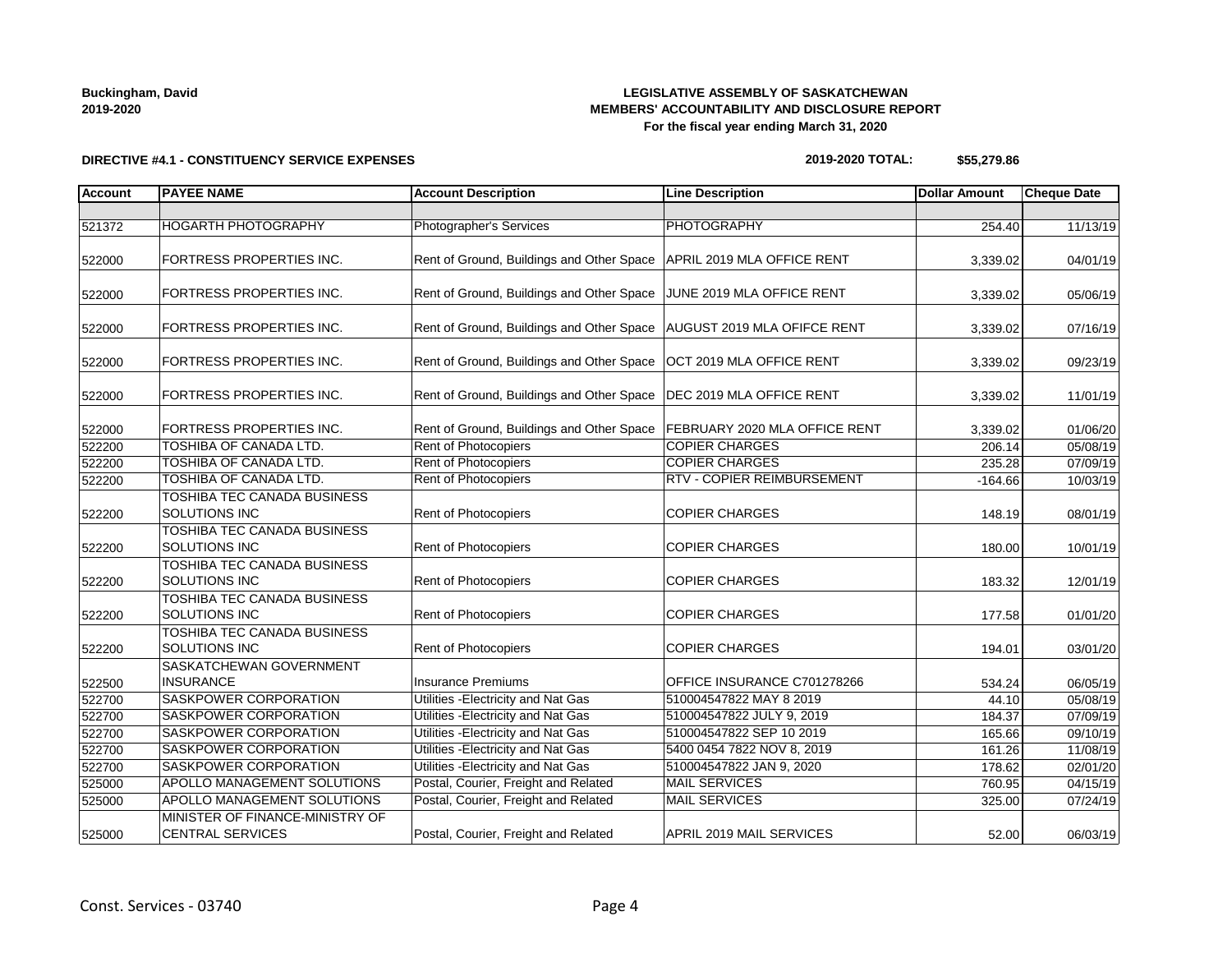**Buckingham, David**
**2019-2020**

**LEGISLATIVE ASSEMBLY OF SASKATCHEWAN**
**MEMBERS' ACCOUNTABILITY AND DISCLOSURE REPORT**
**For the fiscal year ending March 31, 2020**

**DIRECTIVE #4.1 - CONSTITUENCY SERVICE EXPENSES**

**2019-2020 TOTAL: $55,279.86**

| Account | PAYEE NAME | Account Description | Line Description | Dollar Amount | Cheque Date |
|---|---|---|---|---|---|
| | | | | | |
| 521372 | HOGARTH PHOTOGRAPHY | Photographer's Services | PHOTOGRAPHY | 254.40 | 11/13/19 |
| 522000 | FORTRESS PROPERTIES INC. | Rent of Ground, Buildings and Other Space | APRIL 2019 MLA OFFICE RENT | 3,339.02 | 04/01/19 |
| 522000 | FORTRESS PROPERTIES INC. | Rent of Ground, Buildings and Other Space | JUNE 2019 MLA OFFICE RENT | 3,339.02 | 05/06/19 |
| 522000 | FORTRESS PROPERTIES INC. | Rent of Ground, Buildings and Other Space | AUGUST 2019 MLA OFIFCE RENT | 3,339.02 | 07/16/19 |
| 522000 | FORTRESS PROPERTIES INC. | Rent of Ground, Buildings and Other Space | OCT 2019 MLA OFFICE RENT | 3,339.02 | 09/23/19 |
| 522000 | FORTRESS PROPERTIES INC. | Rent of Ground, Buildings and Other Space | DEC 2019 MLA OFFICE RENT | 3,339.02 | 11/01/19 |
| 522000 | FORTRESS PROPERTIES INC. | Rent of Ground, Buildings and Other Space | FEBRUARY 2020 MLA OFFICE RENT | 3,339.02 | 01/06/20 |
| 522200 | TOSHIBA OF CANADA LTD. | Rent of Photocopiers | COPIER CHARGES | 206.14 | 05/08/19 |
| 522200 | TOSHIBA OF CANADA LTD. | Rent of Photocopiers | COPIER CHARGES | 235.28 | 07/09/19 |
| 522200 | TOSHIBA OF CANADA LTD. | Rent of Photocopiers | RTV - COPIER REIMBURSEMENT | -164.66 | 10/03/19 |
| 522200 | TOSHIBA TEC CANADA BUSINESS SOLUTIONS INC | Rent of Photocopiers | COPIER CHARGES | 148.19 | 08/01/19 |
| 522200 | TOSHIBA TEC CANADA BUSINESS SOLUTIONS INC | Rent of Photocopiers | COPIER CHARGES | 180.00 | 10/01/19 |
| 522200 | TOSHIBA TEC CANADA BUSINESS SOLUTIONS INC | Rent of Photocopiers | COPIER CHARGES | 183.32 | 12/01/19 |
| 522200 | TOSHIBA TEC CANADA BUSINESS SOLUTIONS INC | Rent of Photocopiers | COPIER CHARGES | 177.58 | 01/01/20 |
| 522200 | TOSHIBA TEC CANADA BUSINESS SOLUTIONS INC | Rent of Photocopiers | COPIER CHARGES | 194.01 | 03/01/20 |
| 522500 | SASKATCHEWAN GOVERNMENT INSURANCE | Insurance Premiums | OFFICE INSURANCE C701278266 | 534.24 | 06/05/19 |
| 522700 | SASKPOWER CORPORATION | Utilities -Electricity and Nat Gas | 510004547822 MAY 8 2019 | 44.10 | 05/08/19 |
| 522700 | SASKPOWER CORPORATION | Utilities -Electricity and Nat Gas | 510004547822 JULY 9, 2019 | 184.37 | 07/09/19 |
| 522700 | SASKPOWER CORPORATION | Utilities -Electricity and Nat Gas | 510004547822 SEP 10 2019 | 165.66 | 09/10/19 |
| 522700 | SASKPOWER CORPORATION | Utilities -Electricity and Nat Gas | 5400 0454 7822 NOV 8, 2019 | 161.26 | 11/08/19 |
| 522700 | SASKPOWER CORPORATION | Utilities -Electricity and Nat Gas | 510004547822 JAN 9, 2020 | 178.62 | 02/01/20 |
| 525000 | APOLLO MANAGEMENT SOLUTIONS | Postal, Courier, Freight and Related | MAIL SERVICES | 760.95 | 04/15/19 |
| 525000 | APOLLO MANAGEMENT SOLUTIONS | Postal, Courier, Freight and Related | MAIL SERVICES | 325.00 | 07/24/19 |
| 525000 | MINISTER OF FINANCE-MINISTRY OF CENTRAL SERVICES | Postal, Courier, Freight and Related | APRIL 2019 MAIL SERVICES | 52.00 | 06/03/19 |

Const. Services - 03740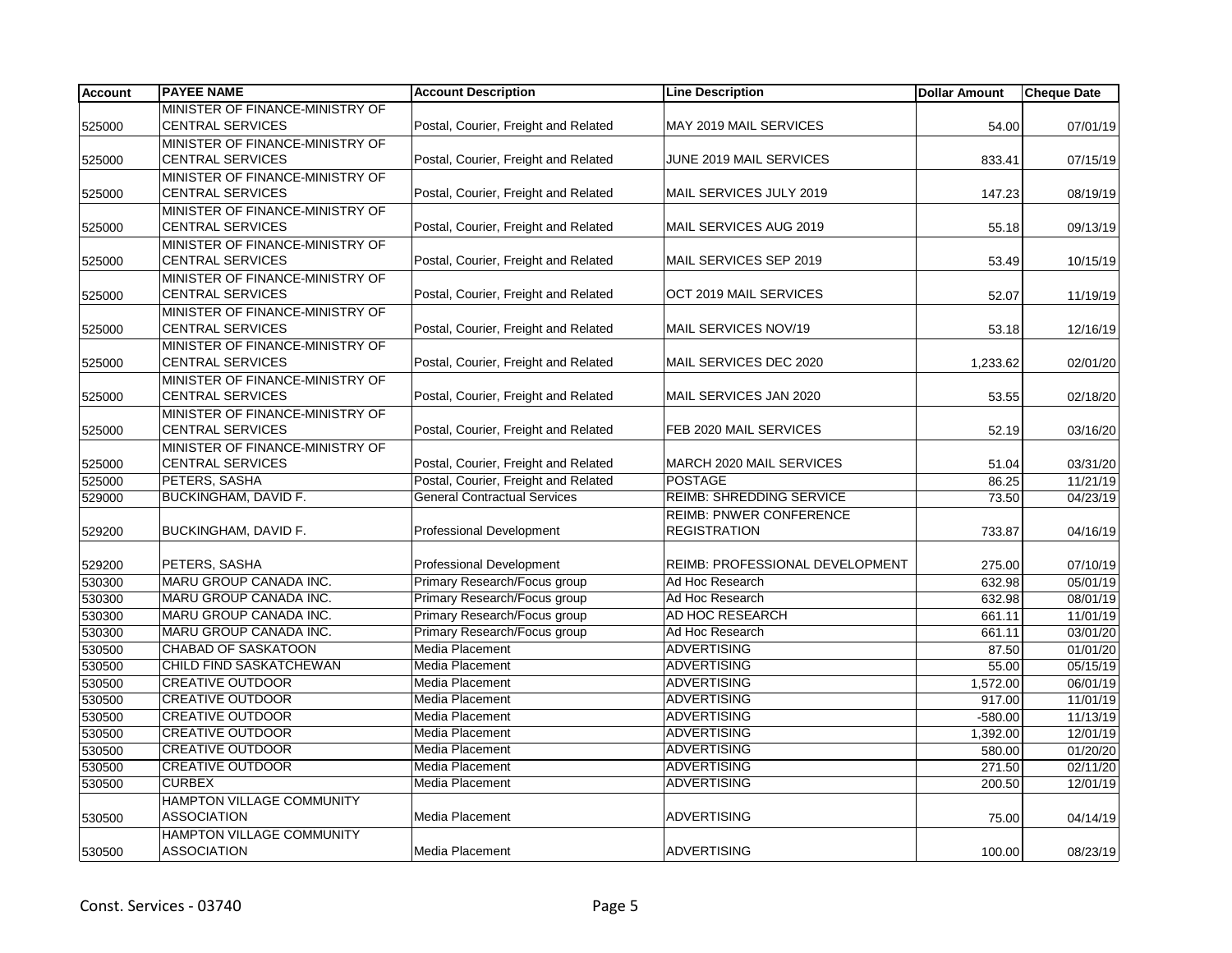| Account | PAYEE NAME | Account Description | Line Description | Dollar Amount | Cheque Date |
|---|---|---|---|---|---|
| 525000 | MINISTER OF FINANCE-MINISTRY OF CENTRAL SERVICES | Postal, Courier, Freight and Related | MAY 2019 MAIL SERVICES | 54.00 | 07/01/19 |
| 525000 | MINISTER OF FINANCE-MINISTRY OF CENTRAL SERVICES | Postal, Courier, Freight and Related | JUNE 2019 MAIL SERVICES | 833.41 | 07/15/19 |
| 525000 | MINISTER OF FINANCE-MINISTRY OF CENTRAL SERVICES | Postal, Courier, Freight and Related | MAIL SERVICES JULY 2019 | 147.23 | 08/19/19 |
| 525000 | MINISTER OF FINANCE-MINISTRY OF CENTRAL SERVICES | Postal, Courier, Freight and Related | MAIL SERVICES AUG 2019 | 55.18 | 09/13/19 |
| 525000 | MINISTER OF FINANCE-MINISTRY OF CENTRAL SERVICES | Postal, Courier, Freight and Related | MAIL SERVICES SEP 2019 | 53.49 | 10/15/19 |
| 525000 | MINISTER OF FINANCE-MINISTRY OF CENTRAL SERVICES | Postal, Courier, Freight and Related | OCT 2019 MAIL SERVICES | 52.07 | 11/19/19 |
| 525000 | MINISTER OF FINANCE-MINISTRY OF CENTRAL SERVICES | Postal, Courier, Freight and Related | MAIL SERVICES NOV/19 | 53.18 | 12/16/19 |
| 525000 | MINISTER OF FINANCE-MINISTRY OF CENTRAL SERVICES | Postal, Courier, Freight and Related | MAIL SERVICES DEC 2020 | 1,233.62 | 02/01/20 |
| 525000 | MINISTER OF FINANCE-MINISTRY OF CENTRAL SERVICES | Postal, Courier, Freight and Related | MAIL SERVICES JAN 2020 | 53.55 | 02/18/20 |
| 525000 | MINISTER OF FINANCE-MINISTRY OF CENTRAL SERVICES | Postal, Courier, Freight and Related | FEB 2020 MAIL SERVICES | 52.19 | 03/16/20 |
| 525000 | MINISTER OF FINANCE-MINISTRY OF CENTRAL SERVICES | Postal, Courier, Freight and Related | MARCH 2020 MAIL SERVICES | 51.04 | 03/31/20 |
| 525000 | PETERS, SASHA | Postal, Courier, Freight and Related | POSTAGE | 86.25 | 11/21/19 |
| 529000 | BUCKINGHAM, DAVID F. | General Contractual Services | REIMB: SHREDDING SERVICE | 73.50 | 04/23/19 |
| 529200 | BUCKINGHAM, DAVID F. | Professional Development | REIMB: PNWER CONFERENCE REGISTRATION | 733.87 | 04/16/19 |
| 529200 | PETERS, SASHA | Professional Development | REIMB: PROFESSIONAL DEVELOPMENT | 275.00 | 07/10/19 |
| 530300 | MARU GROUP CANADA INC. | Primary Research/Focus group | Ad Hoc Research | 632.98 | 05/01/19 |
| 530300 | MARU GROUP CANADA INC. | Primary Research/Focus group | Ad Hoc Research | 632.98 | 08/01/19 |
| 530300 | MARU GROUP CANADA INC. | Primary Research/Focus group | AD HOC RESEARCH | 661.11 | 11/01/19 |
| 530300 | MARU GROUP CANADA INC. | Primary Research/Focus group | Ad Hoc Research | 661.11 | 03/01/20 |
| 530500 | CHABAD OF SASKATOON | Media Placement | ADVERTISING | 87.50 | 01/01/20 |
| 530500 | CHILD FIND SASKATCHEWAN | Media Placement | ADVERTISING | 55.00 | 05/15/19 |
| 530500 | CREATIVE OUTDOOR | Media Placement | ADVERTISING | 1,572.00 | 06/01/19 |
| 530500 | CREATIVE OUTDOOR | Media Placement | ADVERTISING | 917.00 | 11/01/19 |
| 530500 | CREATIVE OUTDOOR | Media Placement | ADVERTISING | -580.00 | 11/13/19 |
| 530500 | CREATIVE OUTDOOR | Media Placement | ADVERTISING | 1,392.00 | 12/01/19 |
| 530500 | CREATIVE OUTDOOR | Media Placement | ADVERTISING | 580.00 | 01/20/20 |
| 530500 | CREATIVE OUTDOOR | Media Placement | ADVERTISING | 271.50 | 02/11/20 |
| 530500 | CURBEX | Media Placement | ADVERTISING | 200.50 | 12/01/19 |
| 530500 | HAMPTON VILLAGE COMMUNITY ASSOCIATION | Media Placement | ADVERTISING | 75.00 | 04/14/19 |
| 530500 | HAMPTON VILLAGE COMMUNITY ASSOCIATION | Media Placement | ADVERTISING | 100.00 | 08/23/19 |

Const. Services - 03740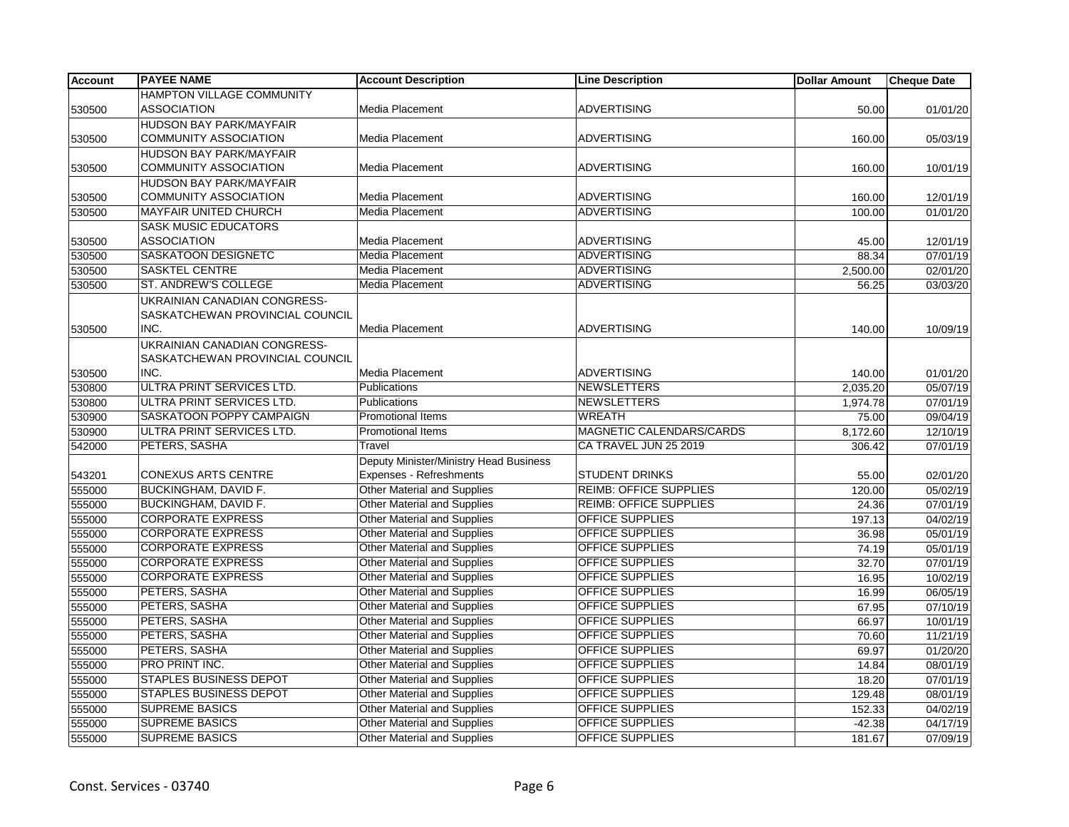| Account | PAYEE NAME | Account Description | Line Description | Dollar Amount | Cheque Date |
|---|---|---|---|---|---|
| 530500 | HAMPTON VILLAGE COMMUNITY ASSOCIATION | Media Placement | ADVERTISING | 50.00 | 01/01/20 |
| 530500 | HUDSON BAY PARK/MAYFAIR COMMUNITY ASSOCIATION | Media Placement | ADVERTISING | 160.00 | 05/03/19 |
| 530500 | HUDSON BAY PARK/MAYFAIR COMMUNITY ASSOCIATION | Media Placement | ADVERTISING | 160.00 | 10/01/19 |
| 530500 | HUDSON BAY PARK/MAYFAIR COMMUNITY ASSOCIATION | Media Placement | ADVERTISING | 160.00 | 12/01/19 |
| 530500 | MAYFAIR UNITED CHURCH | Media Placement | ADVERTISING | 100.00 | 01/01/20 |
| 530500 | SASK MUSIC EDUCATORS ASSOCIATION | Media Placement | ADVERTISING | 45.00 | 12/01/19 |
| 530500 | SASKATOON DESIGNETC | Media Placement | ADVERTISING | 88.34 | 07/01/19 |
| 530500 | SASKTEL CENTRE | Media Placement | ADVERTISING | 2,500.00 | 02/01/20 |
| 530500 | ST. ANDREW'S COLLEGE | Media Placement | ADVERTISING | 56.25 | 03/03/20 |
| 530500 | UKRAINIAN CANADIAN CONGRESS-SASKATCHEWAN PROVINCIAL COUNCIL INC. | Media Placement | ADVERTISING | 140.00 | 10/09/19 |
| 530500 | UKRAINIAN CANADIAN CONGRESS-SASKATCHEWAN PROVINCIAL COUNCIL INC. | Media Placement | ADVERTISING | 140.00 | 01/01/20 |
| 530800 | ULTRA PRINT SERVICES LTD. | Publications | NEWSLETTERS | 2,035.20 | 05/07/19 |
| 530800 | ULTRA PRINT SERVICES LTD. | Publications | NEWSLETTERS | 1,974.78 | 07/01/19 |
| 530900 | SASKATOON POPPY CAMPAIGN | Promotional Items | WREATH | 75.00 | 09/04/19 |
| 530900 | ULTRA PRINT SERVICES LTD. | Promotional Items | MAGNETIC CALENDARS/CARDS | 8,172.60 | 12/10/19 |
| 542000 | PETERS, SASHA | Travel | CA TRAVEL JUN 25 2019 | 306.42 | 07/01/19 |
| 543201 | CONEXUS ARTS CENTRE | Deputy Minister/Ministry Head Business Expenses - Refreshments | STUDENT DRINKS | 55.00 | 02/01/20 |
| 555000 | BUCKINGHAM, DAVID F. | Other Material and Supplies | REIMB: OFFICE SUPPLIES | 120.00 | 05/02/19 |
| 555000 | BUCKINGHAM, DAVID F. | Other Material and Supplies | REIMB: OFFICE SUPPLIES | 24.36 | 07/01/19 |
| 555000 | CORPORATE EXPRESS | Other Material and Supplies | OFFICE SUPPLIES | 197.13 | 04/02/19 |
| 555000 | CORPORATE EXPRESS | Other Material and Supplies | OFFICE SUPPLIES | 36.98 | 05/01/19 |
| 555000 | CORPORATE EXPRESS | Other Material and Supplies | OFFICE SUPPLIES | 74.19 | 05/01/19 |
| 555000 | CORPORATE EXPRESS | Other Material and Supplies | OFFICE SUPPLIES | 32.70 | 07/01/19 |
| 555000 | CORPORATE EXPRESS | Other Material and Supplies | OFFICE SUPPLIES | 16.95 | 10/02/19 |
| 555000 | PETERS, SASHA | Other Material and Supplies | OFFICE SUPPLIES | 16.99 | 06/05/19 |
| 555000 | PETERS, SASHA | Other Material and Supplies | OFFICE SUPPLIES | 67.95 | 07/10/19 |
| 555000 | PETERS, SASHA | Other Material and Supplies | OFFICE SUPPLIES | 66.97 | 10/01/19 |
| 555000 | PETERS, SASHA | Other Material and Supplies | OFFICE SUPPLIES | 70.60 | 11/21/19 |
| 555000 | PETERS, SASHA | Other Material and Supplies | OFFICE SUPPLIES | 69.97 | 01/20/20 |
| 555000 | PRO PRINT INC. | Other Material and Supplies | OFFICE SUPPLIES | 14.84 | 08/01/19 |
| 555000 | STAPLES BUSINESS DEPOT | Other Material and Supplies | OFFICE SUPPLIES | 18.20 | 07/01/19 |
| 555000 | STAPLES BUSINESS DEPOT | Other Material and Supplies | OFFICE SUPPLIES | 129.48 | 08/01/19 |
| 555000 | SUPREME BASICS | Other Material and Supplies | OFFICE SUPPLIES | 152.33 | 04/02/19 |
| 555000 | SUPREME BASICS | Other Material and Supplies | OFFICE SUPPLIES | -42.38 | 04/17/19 |
| 555000 | SUPREME BASICS | Other Material and Supplies | OFFICE SUPPLIES | 181.67 | 07/09/19 |

Const. Services - 03740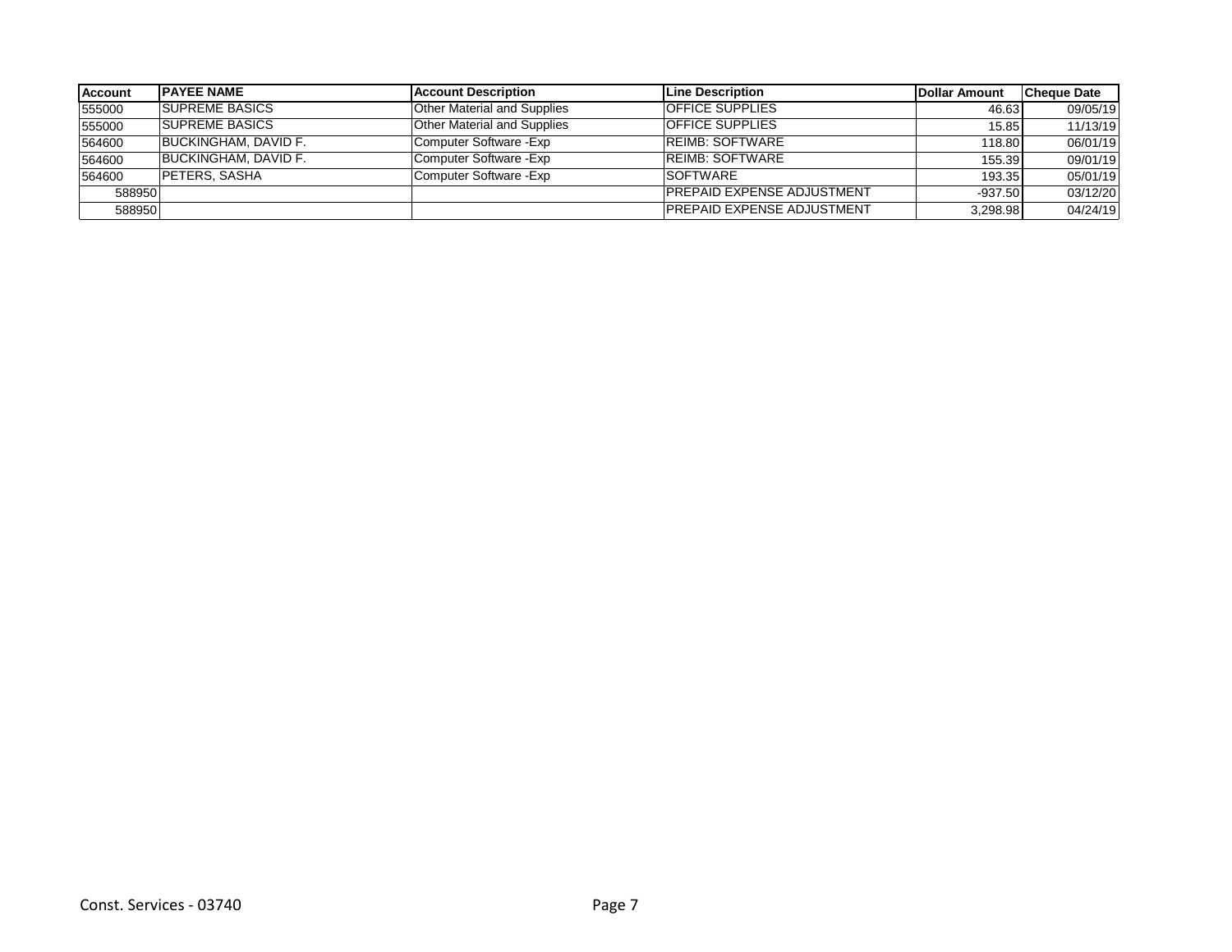| Account | PAYEE NAME | Account Description | Line Description | Dollar Amount | Cheque Date |
|---|---|---|---|---|---|
| 555000 | SUPREME BASICS | Other Material and Supplies | OFFICE SUPPLIES | 46.63 | 09/05/19 |
| 555000 | SUPREME BASICS | Other Material and Supplies | OFFICE SUPPLIES | 15.85 | 11/13/19 |
| 564600 | BUCKINGHAM, DAVID F. | Computer Software -Exp | REIMB: SOFTWARE | 118.80 | 06/01/19 |
| 564600 | BUCKINGHAM, DAVID F. | Computer Software -Exp | REIMB: SOFTWARE | 155.39 | 09/01/19 |
| 564600 | PETERS, SASHA | Computer Software -Exp | SOFTWARE | 193.35 | 05/01/19 |
| 588950 | | | PREPAID EXPENSE ADJUSTMENT | -937.50 | 03/12/20 |
| 588950 | | | PREPAID EXPENSE ADJUSTMENT | 3,298.98 | 04/24/19 |

Const. Services - 03740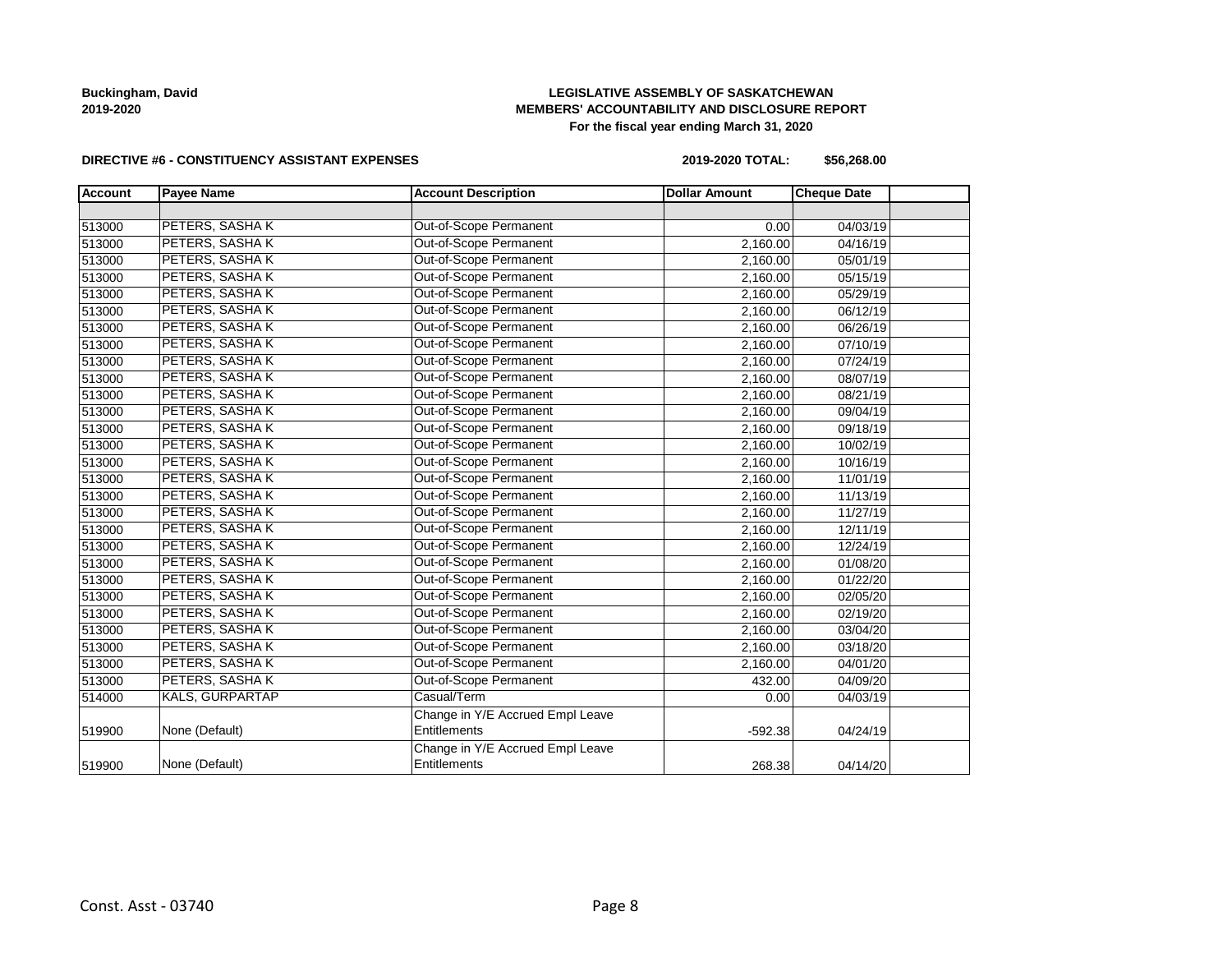**Buckingham, David**
**2019-2020**

**LEGISLATIVE ASSEMBLY OF SASKATCHEWAN**
**MEMBERS' ACCOUNTABILITY AND DISCLOSURE REPORT**
**For the fiscal year ending March 31, 2020**

**DIRECTIVE #6 - CONSTITUENCY ASSISTANT EXPENSES** **2019-2020 TOTAL: $56,268.00**

| Account | Payee Name | Account Description | Dollar Amount | Cheque Date | |
|---|---|---|---|---|---|
| | | | | | |
| 513000 | PETERS, SASHA K | Out-of-Scope Permanent | 0.00 | 04/03/19 | |
| 513000 | PETERS, SASHA K | Out-of-Scope Permanent | 2,160.00 | 04/16/19 | |
| 513000 | PETERS, SASHA K | Out-of-Scope Permanent | 2,160.00 | 05/01/19 | |
| 513000 | PETERS, SASHA K | Out-of-Scope Permanent | 2,160.00 | 05/15/19 | |
| 513000 | PETERS, SASHA K | Out-of-Scope Permanent | 2,160.00 | 05/29/19 | |
| 513000 | PETERS, SASHA K | Out-of-Scope Permanent | 2,160.00 | 06/12/19 | |
| 513000 | PETERS, SASHA K | Out-of-Scope Permanent | 2,160.00 | 06/26/19 | |
| 513000 | PETERS, SASHA K | Out-of-Scope Permanent | 2,160.00 | 07/10/19 | |
| 513000 | PETERS, SASHA K | Out-of-Scope Permanent | 2,160.00 | 07/24/19 | |
| 513000 | PETERS, SASHA K | Out-of-Scope Permanent | 2,160.00 | 08/07/19 | |
| 513000 | PETERS, SASHA K | Out-of-Scope Permanent | 2,160.00 | 08/21/19 | |
| 513000 | PETERS, SASHA K | Out-of-Scope Permanent | 2,160.00 | 09/04/19 | |
| 513000 | PETERS, SASHA K | Out-of-Scope Permanent | 2,160.00 | 09/18/19 | |
| 513000 | PETERS, SASHA K | Out-of-Scope Permanent | 2,160.00 | 10/02/19 | |
| 513000 | PETERS, SASHA K | Out-of-Scope Permanent | 2,160.00 | 10/16/19 | |
| 513000 | PETERS, SASHA K | Out-of-Scope Permanent | 2,160.00 | 11/01/19 | |
| 513000 | PETERS, SASHA K | Out-of-Scope Permanent | 2,160.00 | 11/13/19 | |
| 513000 | PETERS, SASHA K | Out-of-Scope Permanent | 2,160.00 | 11/27/19 | |
| 513000 | PETERS, SASHA K | Out-of-Scope Permanent | 2,160.00 | 12/11/19 | |
| 513000 | PETERS, SASHA K | Out-of-Scope Permanent | 2,160.00 | 12/24/19 | |
| 513000 | PETERS, SASHA K | Out-of-Scope Permanent | 2,160.00 | 01/08/20 | |
| 513000 | PETERS, SASHA K | Out-of-Scope Permanent | 2,160.00 | 01/22/20 | |
| 513000 | PETERS, SASHA K | Out-of-Scope Permanent | 2,160.00 | 02/05/20 | |
| 513000 | PETERS, SASHA K | Out-of-Scope Permanent | 2,160.00 | 02/19/20 | |
| 513000 | PETERS, SASHA K | Out-of-Scope Permanent | 2,160.00 | 03/04/20 | |
| 513000 | PETERS, SASHA K | Out-of-Scope Permanent | 2,160.00 | 03/18/20 | |
| 513000 | PETERS, SASHA K | Out-of-Scope Permanent | 2,160.00 | 04/01/20 | |
| 513000 | PETERS, SASHA K | Out-of-Scope Permanent | 432.00 | 04/09/20 | |
| 514000 | KALS, GURPARTAP | Casual/Term | 0.00 | 04/03/19 | |
| 519900 | None (Default) | Change in Y/E Accrued Empl Leave Entitlements | -592.38 | 04/24/19 | |
| 519900 | None (Default) | Change in Y/E Accrued Empl Leave Entitlements | 268.38 | 04/14/20 | |

Const. Asst - 03740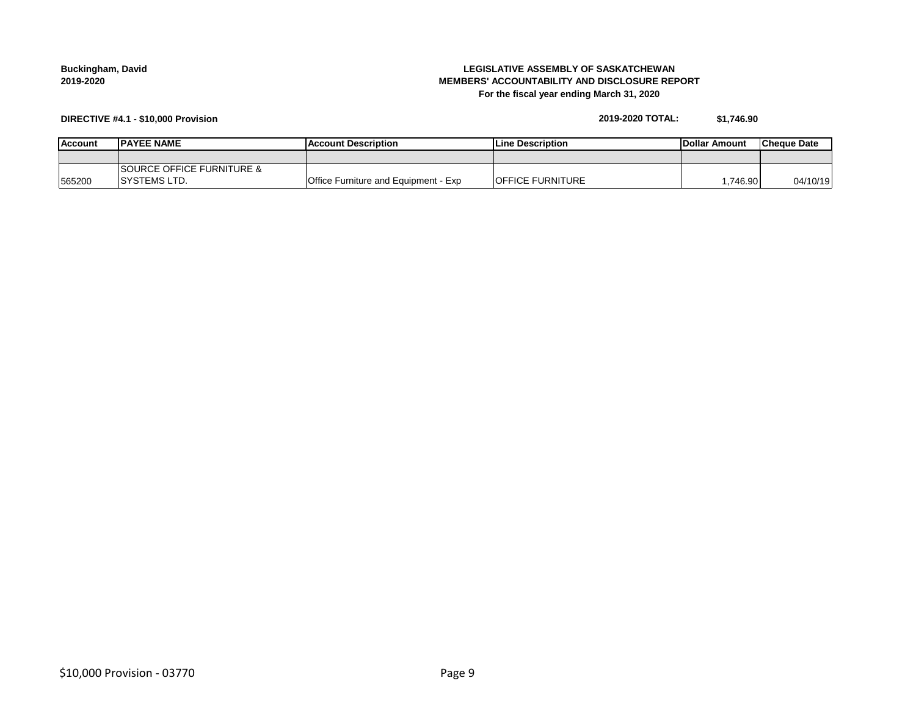**Buckingham, David**
**2019-2020**

**LEGISLATIVE ASSEMBLY OF SASKATCHEWAN**
**MEMBERS' ACCOUNTABILITY AND DISCLOSURE REPORT**
**For the fiscal year ending March 31, 2020**

**DIRECTIVE #4.1 - $10,000 Provision**

**2019-2020 TOTAL: $1,746.90**

| Account | PAYEE NAME | Account Description | Line Description | Dollar Amount | Cheque Date |
|---|---|---|---|---|---|
| | | | | | |
| 565200 | SOURCE OFFICE FURNITURE & SYSTEMS LTD. | Office Furniture and Equipment - Exp | OFFICE FURNITURE | 1,746.90 | 04/10/19 |

$10,000 Provision - 03770